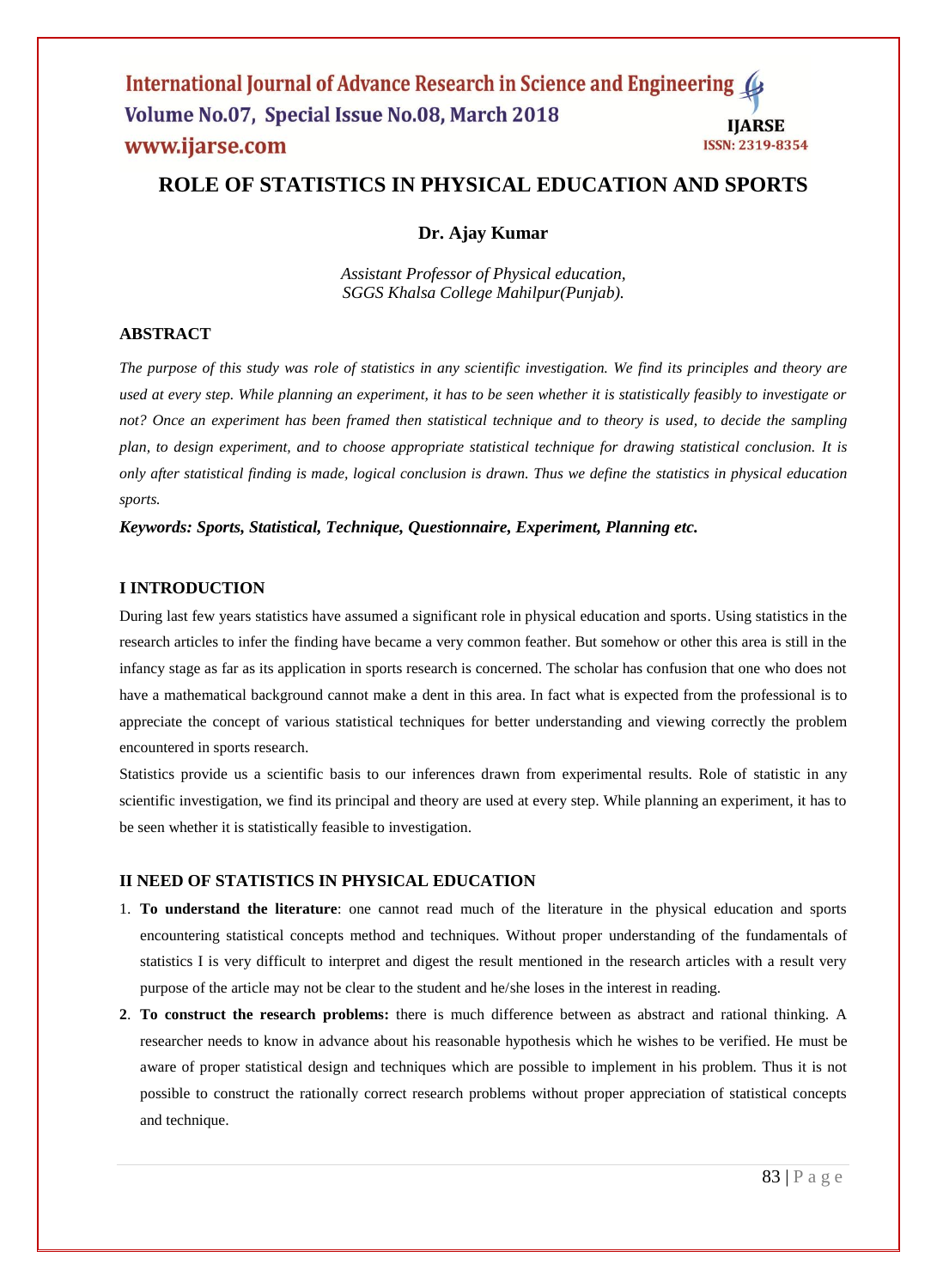# ROLE OF STATISTICS IN PHYSICAL EDUCATION AND SPORTS

**Dr. Ajay Kumar**

*Assistant Professor of Physical education,*
*SGGS Khalsa College Mahilpur(Punjab).*

## ABSTRACT

*The purpose of this study was role of statistics in any scientific investigation. We find its principles and theory are used at every step. While planning an experiment, it has to be seen whether it is statistically feasibly to investigate or not? Once an experiment has been framed then statistical technique and to theory is used, to decide the sampling plan, to design experiment, and to choose appropriate statistical technique for drawing statistical conclusion. It is only after statistical finding is made, logical conclusion is drawn. Thus we define the statistics in physical education sports.*

***Keywords: Sports, Statistical, Technique, Questionnaire, Experiment, Planning etc.***

## I INTRODUCTION

During last few years statistics have assumed a significant role in physical education and sports. Using statistics in the research articles to infer the finding have became a very common feather. But somehow or other this area is still in the infancy stage as far as its application in sports research is concerned. The scholar has confusion that one who does not have a mathematical background cannot make a dent in this area. In fact what is expected from the professional is to appreciate the concept of various statistical techniques for better understanding and viewing correctly the problem encountered in sports research.

Statistics provide us a scientific basis to our inferences drawn from experimental results. Role of statistic in any scientific investigation, we find its principal and theory are used at every step. While planning an experiment, it has to be seen whether it is statistically feasible to investigation.

## II NEED OF STATISTICS IN PHYSICAL EDUCATION

1. **To understand the literature**: one cannot read much of the literature in the physical education and sports encountering statistical concepts method and techniques. Without proper understanding of the fundamentals of statistics I is very difficult to interpret and digest the result mentioned in the research articles with a result very purpose of the article may not be clear to the student and he/she loses in the interest in reading.
2. **To construct the research problems:** there is much difference between as abstract and rational thinking. A researcher needs to know in advance about his reasonable hypothesis which he wishes to be verified. He must be aware of proper statistical design and techniques which are possible to implement in his problem. Thus it is not possible to construct the rationally correct research problems without proper appreciation of statistical concepts and technique.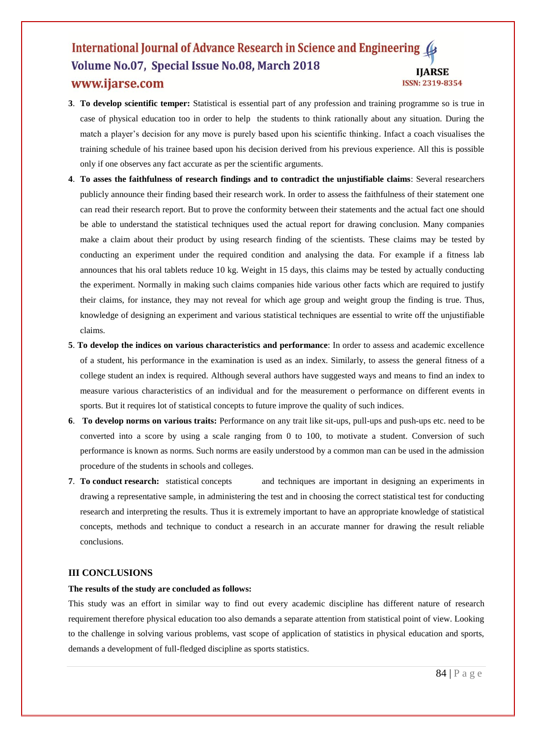3. **To develop scientific temper:** Statistical is essential part of any profession and training programme so is true in case of physical education too in order to help the students to think rationally about any situation. During the match a player's decision for any move is purely based upon his scientific thinking. Infact a coach visualises the training schedule of his trainee based upon his decision derived from his previous experience. All this is possible only if one observes any fact accurate as per the scientific arguments.
4. **To asses the faithfulness of research findings and to contradict the unjustifiable claims**: Several researchers publicly announce their finding based their research work. In order to assess the faithfulness of their statement one can read their research report. But to prove the conformity between their statements and the actual fact one should be able to understand the statistical techniques used the actual report for drawing conclusion. Many companies make a claim about their product by using research finding of the scientists. These claims may be tested by conducting an experiment under the required condition and analysing the data. For example if a fitness lab announces that his oral tablets reduce 10 kg. Weight in 15 days, this claims may be tested by actually conducting the experiment. Normally in making such claims companies hide various other facts which are required to justify their claims, for instance, they may not reveal for which age group and weight group the finding is true. Thus, knowledge of designing an experiment and various statistical techniques are essential to write off the unjustifiable claims.
5. **To develop the indices on various characteristics and performance**: In order to assess and academic excellence of a student, his performance in the examination is used as an index. Similarly, to assess the general fitness of a college student an index is required. Although several authors have suggested ways and means to find an index to measure various characteristics of an individual and for the measurement o performance on different events in sports. But it requires lot of statistical concepts to future improve the quality of such indices.
6. **To develop norms on various traits:** Performance on any trait like sit-ups, pull-ups and push-ups etc. need to be converted into a score by using a scale ranging from 0 to 100, to motivate a student. Conversion of such performance is known as norms. Such norms are easily understood by a common man can be used in the admission procedure of the students in schools and colleges.
7. **To conduct research:** statistical concepts and techniques are important in designing an experiments in drawing a representative sample, in administering the test and in choosing the correct statistical test for conducting research and interpreting the results. Thus it is extremely important to have an appropriate knowledge of statistical concepts, methods and technique to conduct a research in an accurate manner for drawing the result reliable conclusions.

## III CONCLUSIONS

**The results of the study are concluded as follows:**

This study was an effort in similar way to find out every academic discipline has different nature of research requirement therefore physical education too also demands a separate attention from statistical point of view. Looking to the challenge in solving various problems, vast scope of application of statistics in physical education and sports, demands a development of full-fledged discipline as sports statistics.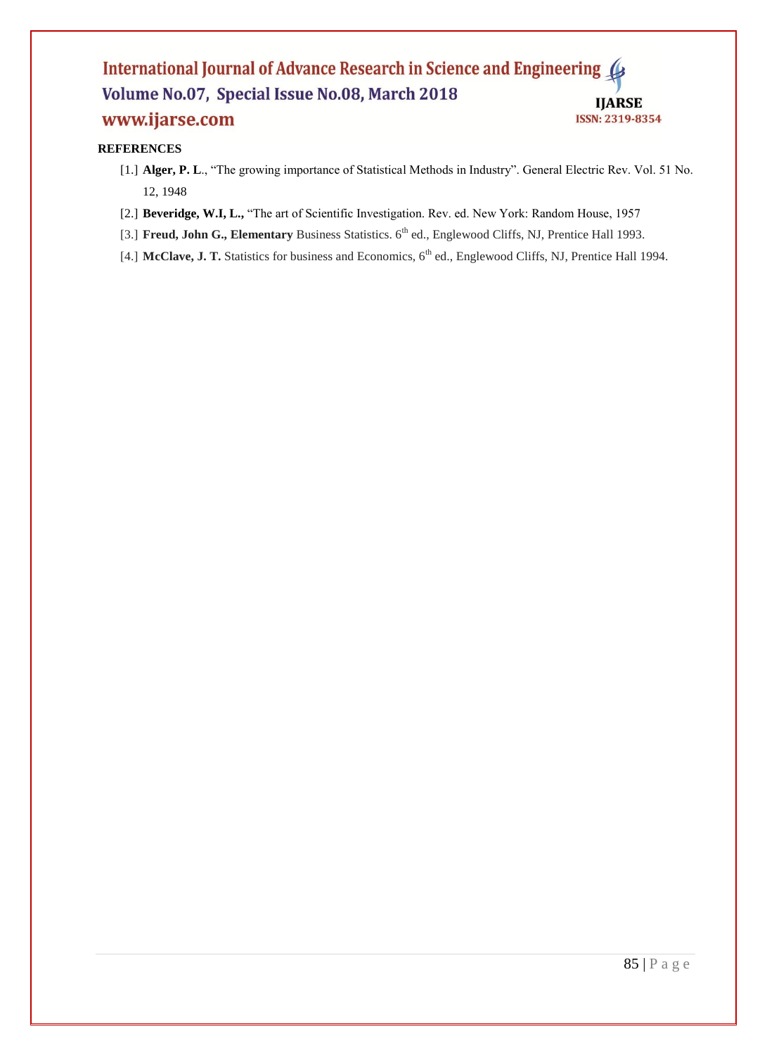**REFERENCES**

[1.] **Alger, P. L**., "The growing importance of Statistical Methods in Industry". General Electric Rev. Vol. 51 No. 12, 1948

[2.] **Beveridge, W.I, L.,** "The art of Scientific Investigation. Rev. ed. New York: Random House, 1957

[3.] **Freud, John G., Elementary** Business Statistics. 6th ed., Englewood Cliffs, NJ, Prentice Hall 1993.

[4.] **McClave, J. T.** Statistics for business and Economics, 6th ed., Englewood Cliffs, NJ, Prentice Hall 1994.